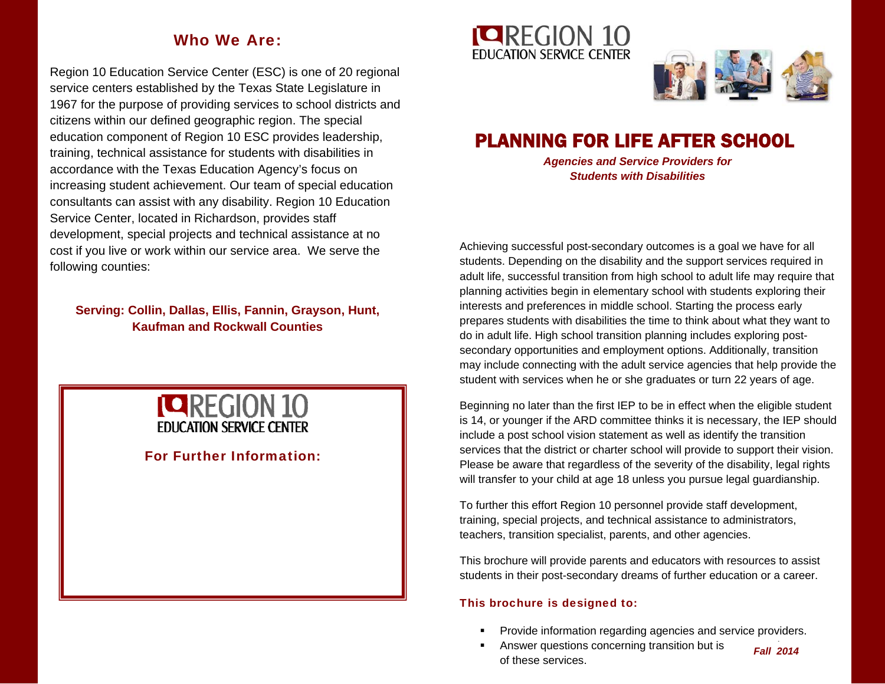## Who We Are:

Region 10 Education Service Center (ESC) is one of 20 regional service centers established by the Texas State Legislature in 1967 for the purpose of providing services to school districts and citizens within our defined geographic region. The special education component of Region 10 ESC provides leadership, training, technical assistance for students with disabilities in accordance with the Texas Education Agency's focus on increasing student achievement. Our team of special education consultants can assist with any disability. Region 10 Education Service Center, located in Richardson, provides staff development, special projects and technical assistance at no cost if you live or work within our service area. We serve the following counties:

**Serving: Collin, Dallas, Ellis, Fannin, Grayson, Hunt, Kaufman and Rockwall Counties**

REGION 10
EDUCATION SERVICE CENTER

**For Further Information:**

REGION 10
EDUCATION SERVICE CENTER

# PLANNING FOR LIFE AFTER SCHOOL

***Agencies and Service Providers for Students with Disabilities***

Achieving successful post-secondary outcomes is a goal we have for all students. Depending on the disability and the support services required in adult life, successful transition from high school to adult life may require that planning activities begin in elementary school with students exploring their interests and preferences in middle school. Starting the process early prepares students with disabilities the time to think about what they want to do in adult life. High school transition planning includes exploring post-secondary opportunities and employment options. Additionally, transition may include connecting with the adult service agencies that help provide the student with services when he or she graduates or turn 22 years of age.

Beginning no later than the first IEP to be in effect when the eligible student is 14, or younger if the ARD committee thinks it is necessary, the IEP should include a post school vision statement as well as identify the transition services that the district or charter school will provide to support their vision. Please be aware that regardless of the severity of the disability, legal rights will transfer to your child at age 18 unless you pursue legal guardianship.

To further this effort Region 10 personnel provide staff development, training, special projects, and technical assistance to administrators, teachers, transition specialist, parents, and other agencies.

This brochure will provide parents and educators with resources to assist students in their post-secondary dreams of further education or a career.

**This brochure is designed to:**

- Provide information regarding agencies and service providers.
- Answer questions concerning transition but is of these services.

***Fall 2014***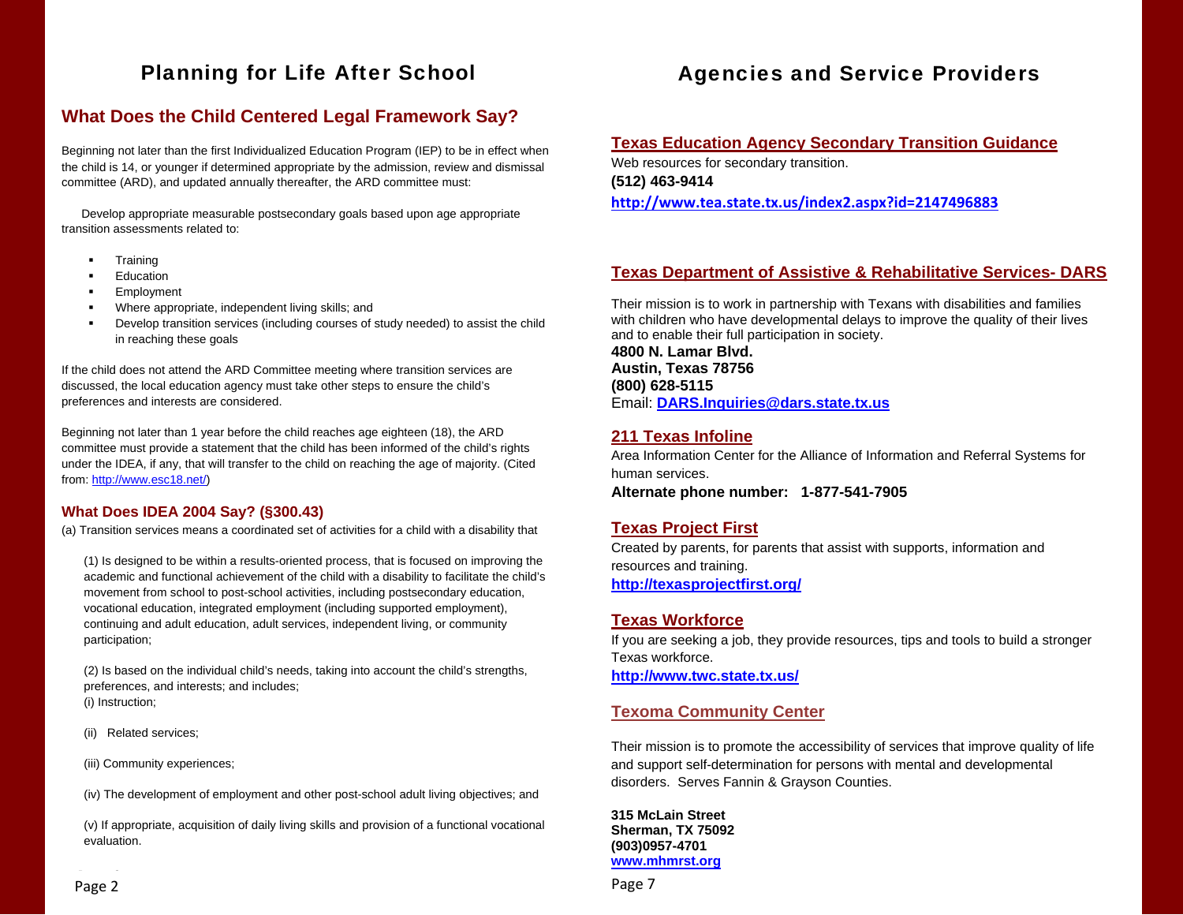# Planning for Life After School

## What Does the Child Centered Legal Framework Say?

Beginning not later than the first Individualized Education Program (IEP) to be in effect when the child is 14, or younger if determined appropriate by the admission, review and dismissal committee (ARD), and updated annually thereafter, the ARD committee must:

Develop appropriate measurable postsecondary goals based upon age appropriate transition assessments related to:

- Training
- Education
- Employment
- Where appropriate, independent living skills; and
- Develop transition services (including courses of study needed) to assist the child in reaching these goals

If the child does not attend the ARD Committee meeting where transition services are discussed, the local education agency must take other steps to ensure the child's preferences and interests are considered.

Beginning not later than 1 year before the child reaches age eighteen (18), the ARD committee must provide a statement that the child has been informed of the child's rights under the IDEA, if any, that will transfer to the child on reaching the age of majority. (Cited from: http://www.esc18.net/)

### What Does IDEA 2004 Say? (§300.43)

(a) Transition services means a coordinated set of activities for a child with a disability that

(1) Is designed to be within a results-oriented process, that is focused on improving the academic and functional achievement of the child with a disability to facilitate the child's movement from school to post-school activities, including postsecondary education, vocational education, integrated employment (including supported employment), continuing and adult education, adult services, independent living, or community participation;

(2) Is based on the individual child's needs, taking into account the child's strengths, preferences, and interests; and includes;
(i) Instruction;

(ii) Related services;

(iii) Community experiences;

(iv) The development of employment and other post-school adult living objectives; and

(v) If appropriate, acquisition of daily living skills and provision of a functional vocational evaluation.

# Agencies and Service Providers

### Texas Education Agency Secondary Transition Guidance

Web resources for secondary transition.
**(512) 463-9414**
**http://www.tea.state.tx.us/index2.aspx?id=2147496883**

### Texas Department of Assistive & Rehabilitative Services- DARS

Their mission is to work in partnership with Texans with disabilities and families with children who have developmental delays to improve the quality of their lives and to enable their full participation in society.
**4800 N. Lamar Blvd.**
**Austin, Texas 78756**
**(800) 628-5115**
Email: **DARS.Inquiries@dars.state.tx.us**

### 211 Texas Infoline

Area Information Center for the Alliance of Information and Referral Systems for human services.
**Alternate phone number: 1-877-541-7905**

### Texas Project First

Created by parents, for parents that assist with supports, information and resources and training.
**http://texasprojectfirst.org/**

### Texas Workforce

If you are seeking a job, they provide resources, tips and tools to build a stronger Texas workforce.
**http://www.twc.state.tx.us/**

### Texoma Community Center

Their mission is to promote the accessibility of services that improve quality of life and support self-determination for persons with mental and developmental disorders. Serves Fannin & Grayson Counties.

**315 McLain Street**
**Sherman, TX 75092**
**(903)0957-4701**
**www.mhmrst.org**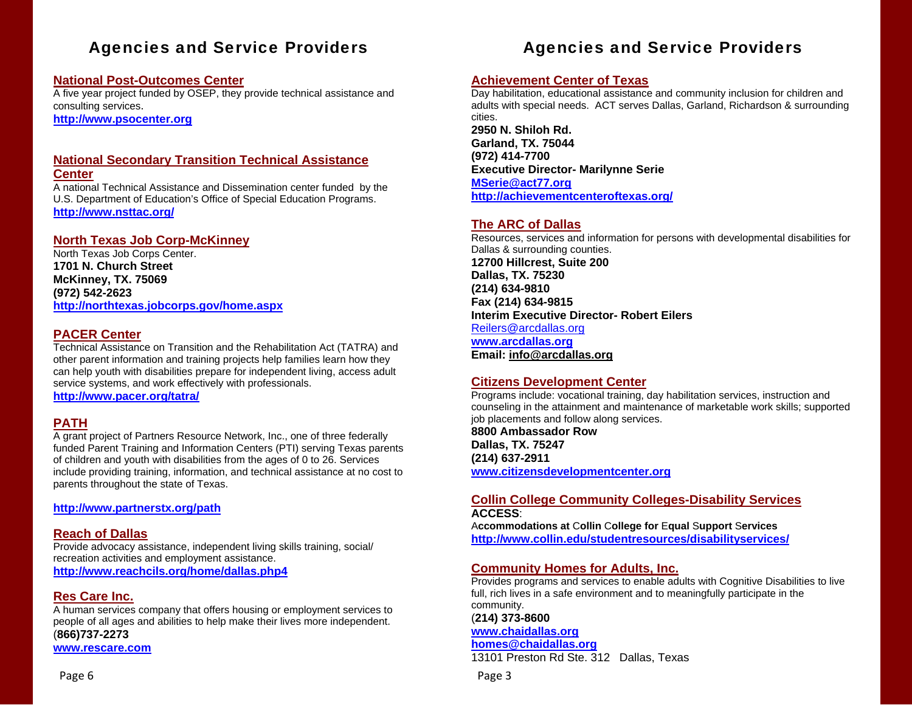# Agencies and Service Providers

## National Post-Outcomes Center

A five year project funded by OSEP, they provide technical assistance and consulting services.

**http://www.psocenter.org**

## National Secondary Transition Technical Assistance Center

A national Technical Assistance and Dissemination center funded by the U.S. Department of Education's Office of Special Education Programs.

**http://www.nsttac.org/**

## North Texas Job Corp-McKinney

North Texas Job Corps Center.

**1701 N. Church Street**
**McKinney, TX. 75069**
**(972) 542-2623**
**http://northtexas.jobcorps.gov/home.aspx**

## PACER Center

Technical Assistance on Transition and the Rehabilitation Act (TATRA) and other parent information and training projects help families learn how they can help youth with disabilities prepare for independent living, access adult service systems, and work effectively with professionals.

**http://www.pacer.org/tatra/**

## PATH

A grant project of Partners Resource Network, Inc., one of three federally funded Parent Training and Information Centers (PTI) serving Texas parents of children and youth with disabilities from the ages of 0 to 26. Services include providing training, information, and technical assistance at no cost to parents throughout the state of Texas.

**http://www.partnerstx.org/path**

## Reach of Dallas

Provide advocacy assistance, independent living skills training, social/recreation activities and employment assistance.

**http://www.reachcils.org/home/dallas.php4**

## Res Care Inc.

A human services company that offers housing or employment services to people of all ages and abilities to help make their lives more independent.

(**866)737-2273**
**www.rescare.com**

# Agencies and Service Providers

## Achievement Center of Texas

Day habilitation, educational assistance and community inclusion for children and adults with special needs. ACT serves Dallas, Garland, Richardson & surrounding cities.

**2950 N. Shiloh Rd.**
**Garland, TX. 75044**
**(972) 414-7700**
**Executive Director- Marilynne Serie**
**MSerie@act77.org**
**http://achievementcenteroftexas.org/**

## The ARC of Dallas

Resources, services and information for persons with developmental disabilities for Dallas & surrounding counties.

**12700 Hillcrest, Suite 200**
**Dallas, TX. 75230**
**(214) 634-9810**
**Fax (214) 634-9815**
**Interim Executive Director- Robert Eilers**
Reilers@arcdallas.org
**www.arcdallas.org**
**Email: info@arcdallas.org**

## Citizens Development Center

Programs include: vocational training, day habilitation services, instruction and counseling in the attainment and maintenance of marketable work skills; supported job placements and follow along services.

**8800 Ambassador Row**
**Dallas, TX. 75247**
**(214) 637-2911**
**www.citizensdevelopmentcenter.org**

## Collin College Community Colleges-Disability Services

**ACCESS**:
A**ccommodations at** C**ollin** C**ollege for** E**qual** S**upport** S**ervices**
**http://www.collin.edu/studentresources/disabilityservices/**

## Community Homes for Adults, Inc.

Provides programs and services to enable adults with Cognitive Disabilities to live full, rich lives in a safe environment and to meaningfully participate in the community.

(**214) 373-8600**
**www.chaidallas.org**
**homes@chaidallas.org**
13101 Preston Rd Ste. 312 Dallas, Texas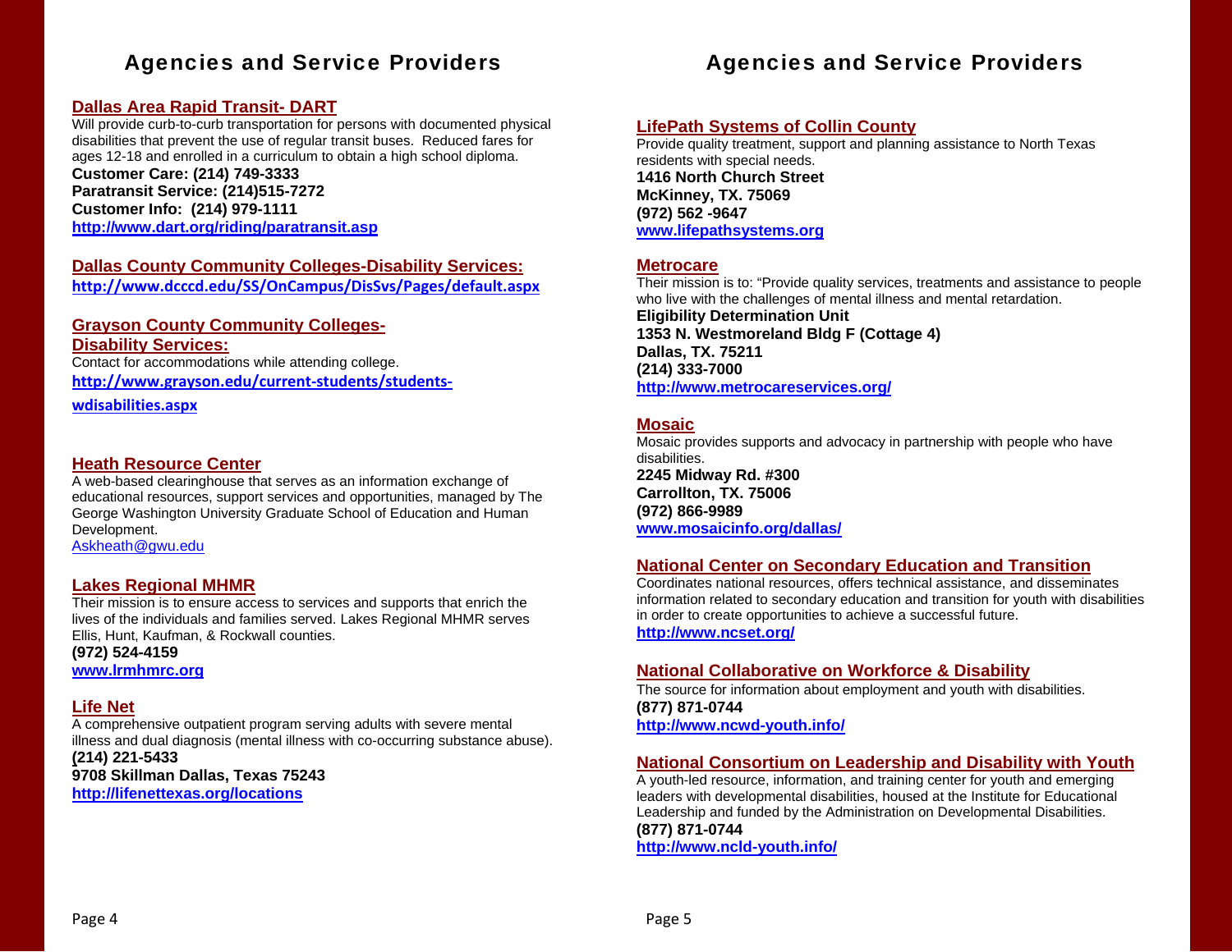# Agencies and Service Providers

## Dallas Area Rapid Transit- DART

Will provide curb-to-curb transportation for persons with documented physical disabilities that prevent the use of regular transit buses. Reduced fares for ages 12-18 and enrolled in a curriculum to obtain a high school diploma.

**Customer Care: (214) 749-3333**
**Paratransit Service: (214)515-7272**
**Customer Info: (214) 979-1111**
**http://www.dart.org/riding/paratransit.asp**

## Dallas County Community Colleges-Disability Services:

**http://www.dcccd.edu/SS/OnCampus/DisSvs/Pages/default.aspx**

## Grayson County Community Colleges-Disability Services:

Contact for accommodations while attending college.

**http://www.grayson.edu/current-students/students-wdisabilities.aspx**

## Heath Resource Center

A web-based clearinghouse that serves as an information exchange of educational resources, support services and opportunities, managed by The George Washington University Graduate School of Education and Human Development.

Askheath@gwu.edu

## Lakes Regional MHMR

Their mission is to ensure access to services and supports that enrich the lives of the individuals and families served. Lakes Regional MHMR serves Ellis, Hunt, Kaufman, & Rockwall counties.

**(972) 524-4159**
**www.lrmhmrc.org**

## Life Net

A comprehensive outpatient program serving adults with severe mental illness and dual diagnosis (mental illness with co-occurring substance abuse).

**(214) 221-5433**
**9708 Skillman Dallas, Texas 75243**
**http://lifenettexas.org/locations**

# Agencies and Service Providers

## LifePath Systems of Collin County

Provide quality treatment, support and planning assistance to North Texas residents with special needs.

**1416 North Church Street**
**McKinney, TX. 75069**
**(972) 562 -9647**
**www.lifepathsystems.org**

## Metrocare

Their mission is to: "Provide quality services, treatments and assistance to people who live with the challenges of mental illness and mental retardation.

**Eligibility Determination Unit**
**1353 N. Westmoreland Bldg F (Cottage 4)**
**Dallas, TX. 75211**
**(214) 333-7000**
**http://www.metrocareservices.org/**

## Mosaic

Mosaic provides supports and advocacy in partnership with people who have disabilities.

**2245 Midway Rd. #300**
**Carrollton, TX. 75006**
**(972) 866-9989**
**www.mosaicinfo.org/dallas/**

## National Center on Secondary Education and Transition

Coordinates national resources, offers technical assistance, and disseminates information related to secondary education and transition for youth with disabilities in order to create opportunities to achieve a successful future.

**http://www.ncset.org/**

## National Collaborative on Workforce & Disability

The source for information about employment and youth with disabilities.

**(877) 871-0744**
**http://www.ncwd-youth.info/**

## National Consortium on Leadership and Disability with Youth

A youth-led resource, information, and training center for youth and emerging leaders with developmental disabilities, housed at the Institute for Educational Leadership and funded by the Administration on Developmental Disabilities.

**(877) 871-0744**
**http://www.ncld-youth.info/**